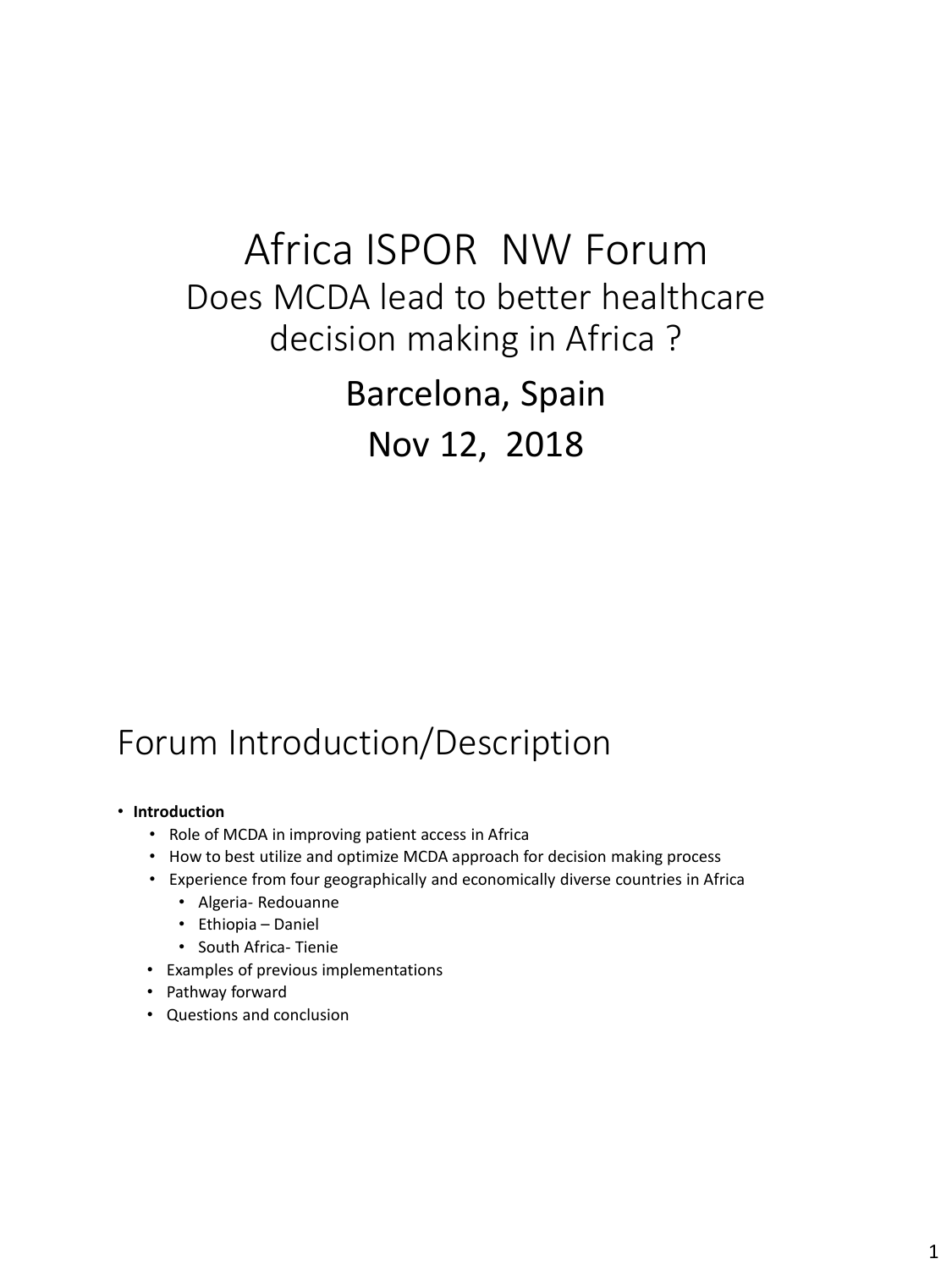# Africa ISPOR NW Forum

## Does MCDA lead to better healthcare decision making in Africa ?

Barcelona, Spain

Nov 12, 2018

# Forum Introduction/Description

- **Introduction**
  - Role of MCDA in improving patient access in Africa
  - How to best utilize and optimize MCDA approach for decision making process
  - Experience from four geographically and economically diverse countries in Africa
    - Algeria- Redouanne
    - Ethiopia – Daniel
    - South Africa- Tienie
  - Examples of previous implementations
  - Pathway forward
  - Questions and conclusion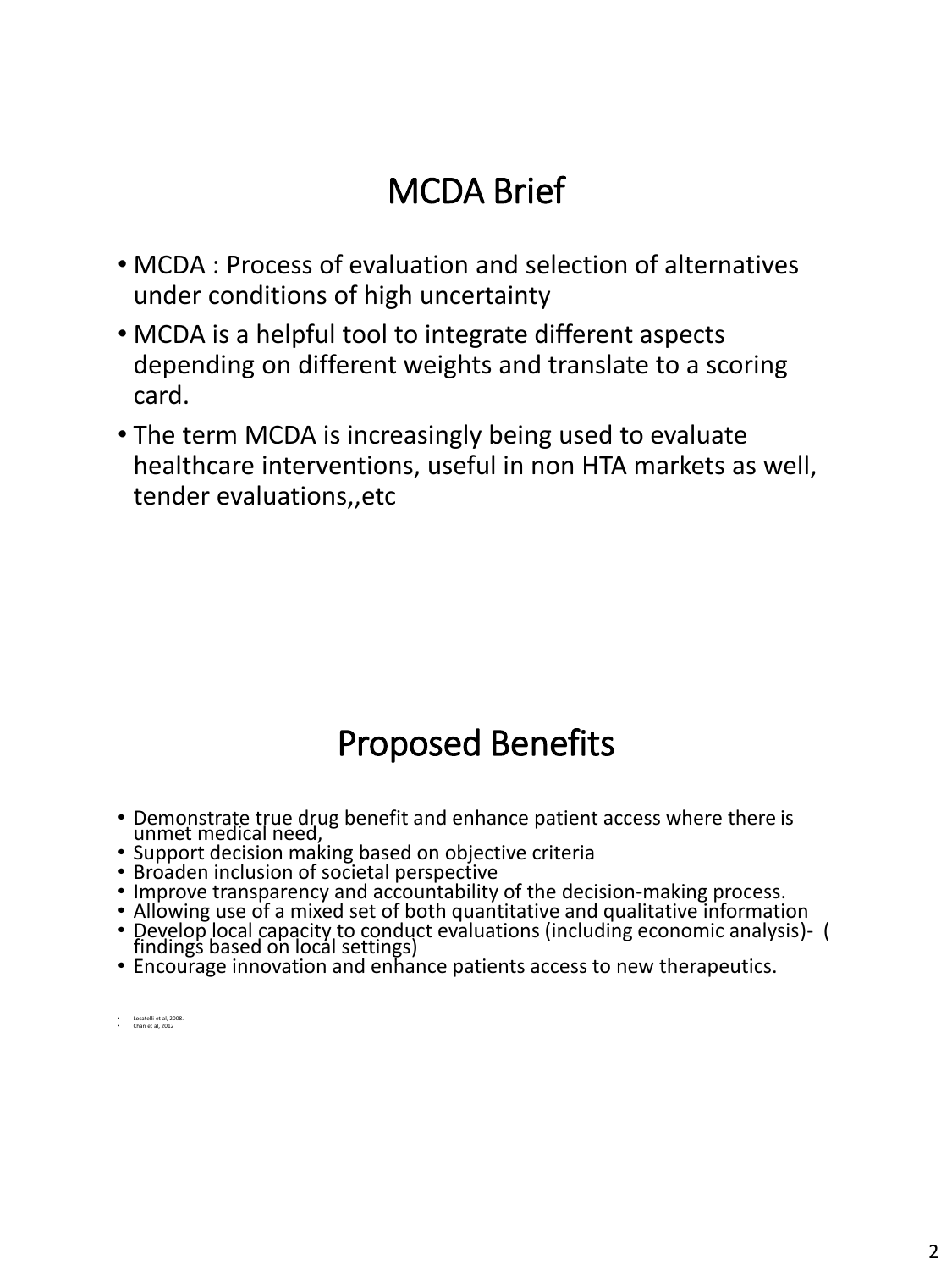# MCDA Brief

- MCDA : Process of evaluation and selection of alternatives under conditions of high uncertainty
- MCDA is a helpful tool to integrate different aspects depending on different weights and translate to a scoring card.
- The term MCDA is increasingly being used to evaluate healthcare interventions, useful in non HTA markets as well, tender evaluations,,etc

# Proposed Benefits

- Demonstrate true drug benefit and enhance patient access where there is unmet medical need,
- Support decision making based on objective criteria
- Broaden inclusion of societal perspective
- Improve transparency and accountability of the decision-making process.
- Allowing use of a mixed set of both quantitative and qualitative information
- Develop local capacity to conduct evaluations (including economic analysis)- ( findings based on local settings)
- Encourage innovation and enhance patients access to new therapeutics.

- Locatelli et al, 2008.
- Chan et al, 2012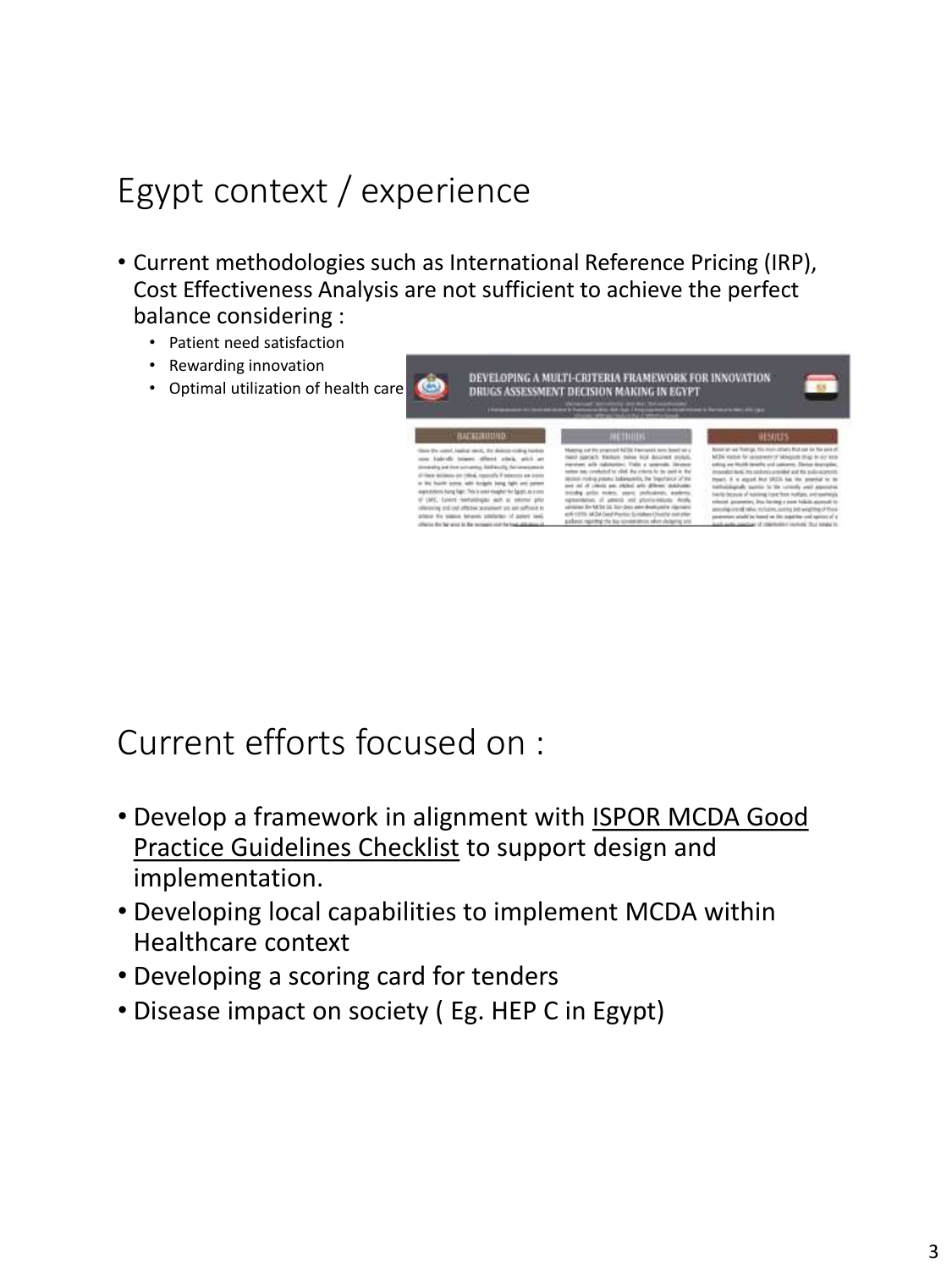# Egypt context / experience

- Current methodologies such as International Reference Pricing (IRP), Cost Effectiveness Analysis are not sufficient to achieve the perfect balance considering :
  - Patient need satisfaction
  - Rewarding innovation
  - Optimal utilization of health care

# Current efforts focused on :

- Develop a framework in alignment with ISPOR MCDA Good Practice Guidelines Checklist to support design and implementation.
- Developing local capabilities to implement MCDA within Healthcare context
- Developing a scoring card for tenders
- Disease impact on society ( Eg. HEP C in Egypt)